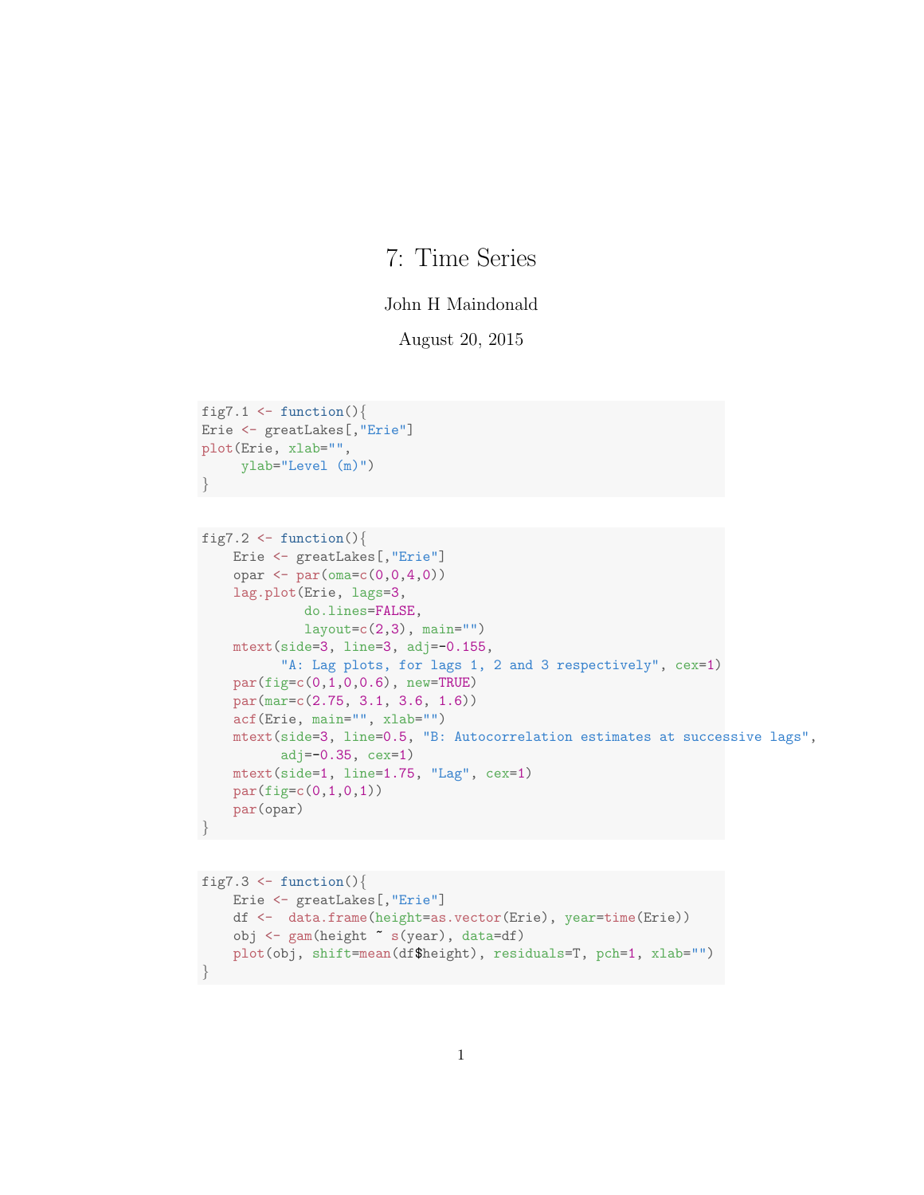# 7: Time Series

John H Maindonald

August 20, 2015

```
fig7.1 <- function(){
Erie <- greatLakes[,"Erie"]
plot(Erie, xlab="",
     ylab="Level (m)")
}
```

```
fig7.2 <- function(){
    Erie <- greatLakes[,"Erie"]
    opar <- par(oma=c(0,0,4,0))
    lag.plot(Erie, lags=3,
             do.lines=FALSE,
             layout=c(2,3), main="")
    mtext(side=3, line=3, adj=-0.155,
          "A: Lag plots, for lags 1, 2 and 3 respectively", cex=1)
    par(fig=c(0,1,0,0.6), new=TRUE)
    par(mar=c(2.75, 3.1, 3.6, 1.6))
    acf(Erie, main="", xlab="")
    mtext(side=3, line=0.5, "B: Autocorrelation estimates at successive lags",
          adj=-0.35, cex=1)
    mtext(side=1, line=1.75, "Lag", cex=1)
    par(fig=c(0,1,0,1))
    par(opar)
}
```

```
fig7.3 <- function(){
    Erie <- greatLakes[,"Erie"]
    df <-  data.frame(height=as.vector(Erie), year=time(Erie))
    obj <- gam(height ~ s(year), data=df)
    plot(obj, shift=mean(df$height), residuals=T, pch=1, xlab="")
}
```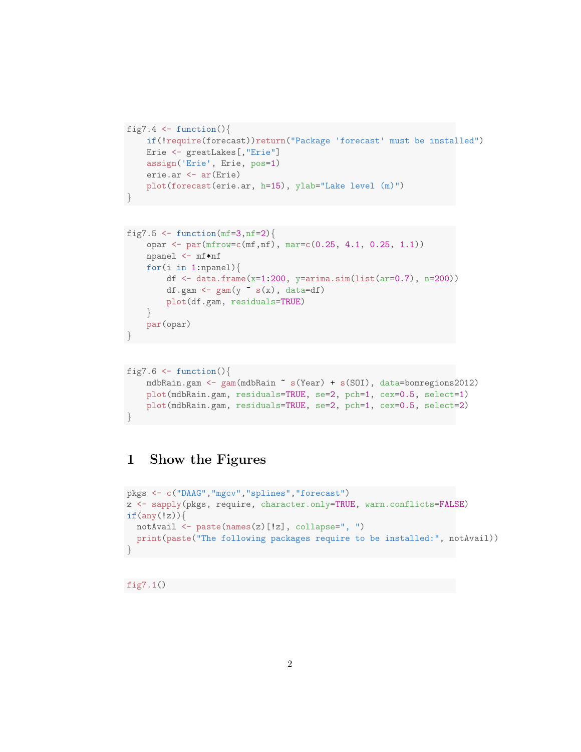```
fig7.4 <- function(){
    if(!require(forecast))return("Package 'forecast' must be installed")
    Erie <- greatLakes[,"Erie"]
    assign('Erie', Erie, pos=1)
    erie.ar <- ar(Erie)
    plot(forecast(erie.ar, h=15), ylab="Lake level (m)")
}
```

```
fig7.5 <- function(mf=3,nf=2){
    opar <- par(mfrow=c(mf,nf), mar=c(0.25, 4.1, 0.25, 1.1))
    npanel <- mf*nf
    for(i in 1:npanel){
        df <- data.frame(x=1:200, y=arima.sim(list(ar=0.7), n=200))
        df.gam <- gam(y ~ s(x), data=df)
        plot(df.gam, residuals=TRUE)
    }
    par(opar)
}
```

```
fig7.6 <- function(){
    mdbRain.gam <- gam(mdbRain ~ s(Year) + s(SOI), data=bomregions2012)
    plot(mdbRain.gam, residuals=TRUE, se=2, pch=1, cex=0.5, select=1)
    plot(mdbRain.gam, residuals=TRUE, se=2, pch=1, cex=0.5, select=2)
}
```

# 1 Show the Figures

```
pkgs <- c("DAAG","mgcv","splines","forecast")
z <- sapply(pkgs, require, character.only=TRUE, warn.conflicts=FALSE)
if(any(!z)){
  notAvail <- paste(names(z)[!z], collapse=", ")
  print(paste("The following packages require to be installed:", notAvail))
}
```

```
fig7.1()
```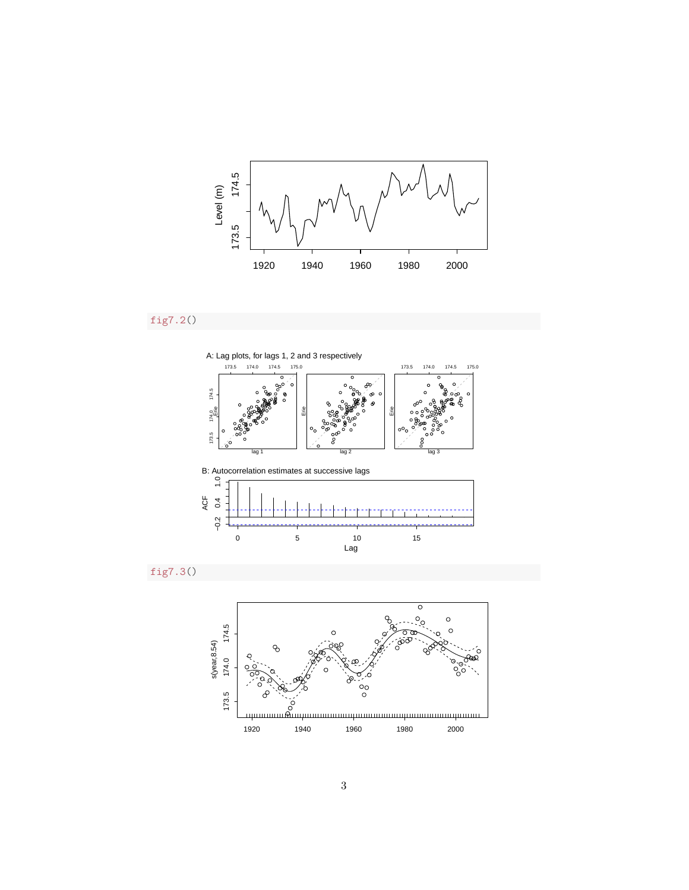```
fig7.2()
```

A: Lag plots, for lags 1, 2 and 3 respectively

B: Autocorrelation estimates at successive lags

```
fig7.3()
```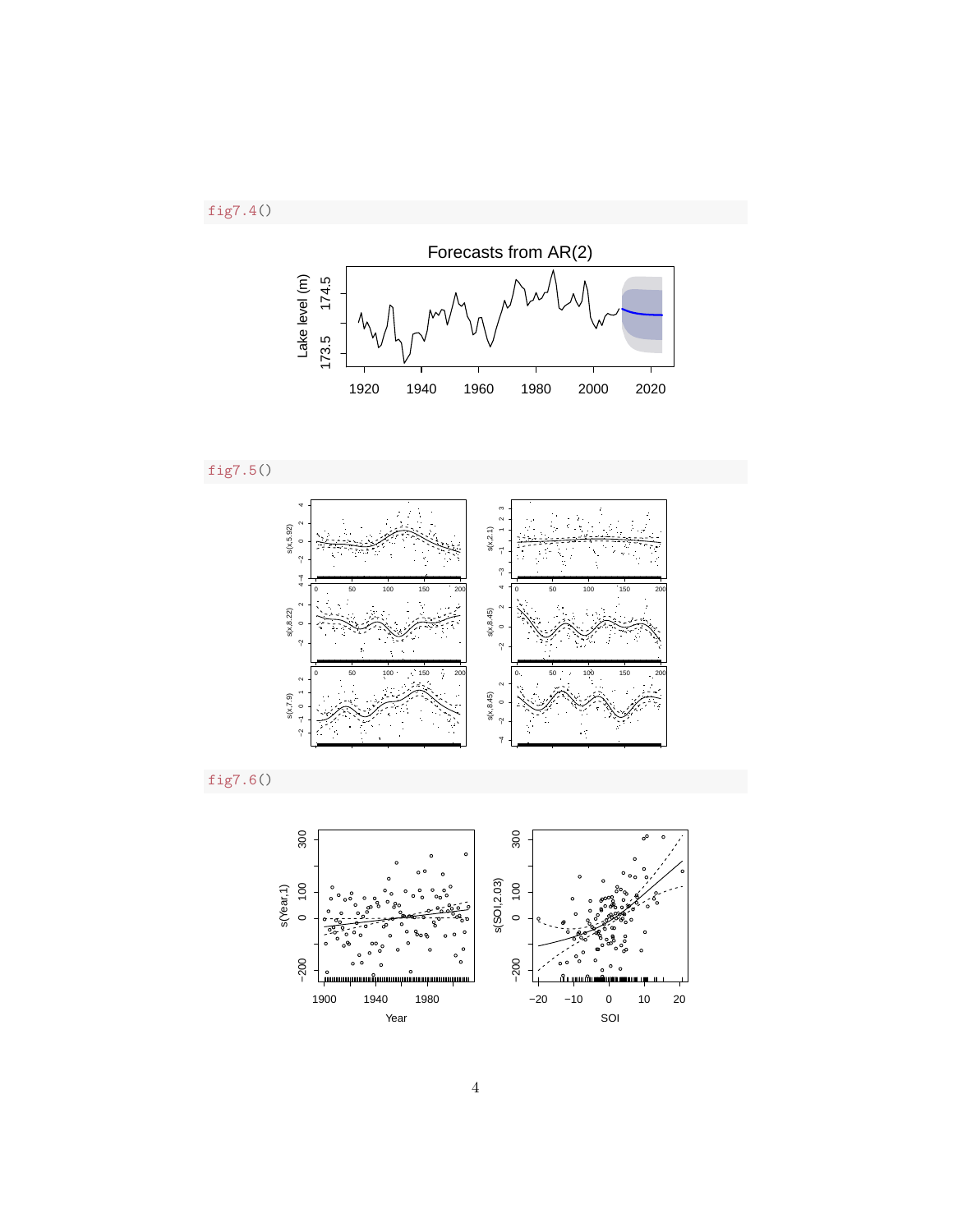```
fig7.4()
```

Forecasts from AR(2)

Lake level (m)

174.5

173.5

1920 1940 1960 1980 2000 2020

```
fig7.5()
```

s(x,5.92)

s(x,2.1)

s(x,8.22)

s(x,8.45)

s(x,7.9)

s(x,8.45)

0 50 100 150 200

```
fig7.6()
```

s(Year,1)

Year

1900 1940 1980

s(SOI,2.03)

SOI

−20 −10 0 10 20

300 100 0 −200